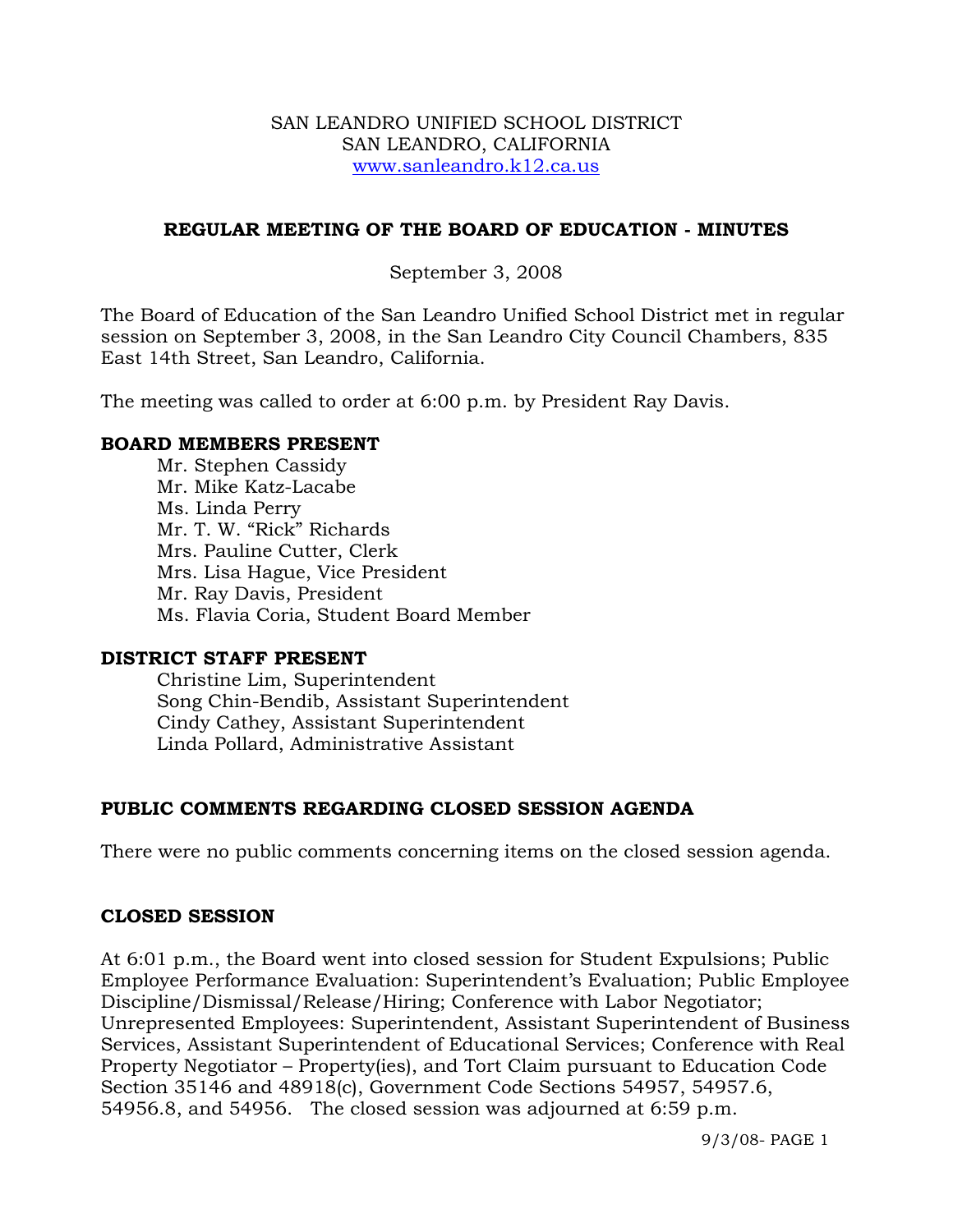SAN LEANDRO UNIFIED SCHOOL DISTRICT
SAN LEANDRO, CALIFORNIA
www.sanleandro.k12.ca.us

## REGULAR MEETING OF THE BOARD OF EDUCATION - MINUTES

September 3, 2008

The Board of Education of the San Leandro Unified School District met in regular session on September 3, 2008, in the San Leandro City Council Chambers, 835 East 14th Street, San Leandro, California.

The meeting was called to order at 6:00 p.m. by President Ray Davis.

### BOARD MEMBERS PRESENT

Mr. Stephen Cassidy
Mr. Mike Katz-Lacabe
Ms. Linda Perry
Mr. T. W. "Rick" Richards
Mrs. Pauline Cutter, Clerk
Mrs. Lisa Hague, Vice President
Mr. Ray Davis, President
Ms. Flavia Coria, Student Board Member

### DISTRICT STAFF PRESENT

Christine Lim, Superintendent
Song Chin-Bendib, Assistant Superintendent
Cindy Cathey, Assistant Superintendent
Linda Pollard, Administrative Assistant

### PUBLIC COMMENTS REGARDING CLOSED SESSION AGENDA

There were no public comments concerning items on the closed session agenda.

### CLOSED SESSION

At 6:01 p.m., the Board went into closed session for Student Expulsions; Public Employee Performance Evaluation: Superintendent's Evaluation; Public Employee Discipline/Dismissal/Release/Hiring; Conference with Labor Negotiator; Unrepresented Employees: Superintendent, Assistant Superintendent of Business Services, Assistant Superintendent of Educational Services; Conference with Real Property Negotiator – Property(ies), and Tort Claim pursuant to Education Code Section 35146 and 48918(c), Government Code Sections 54957, 54957.6, 54956.8, and 54956. The closed session was adjourned at 6:59 p.m.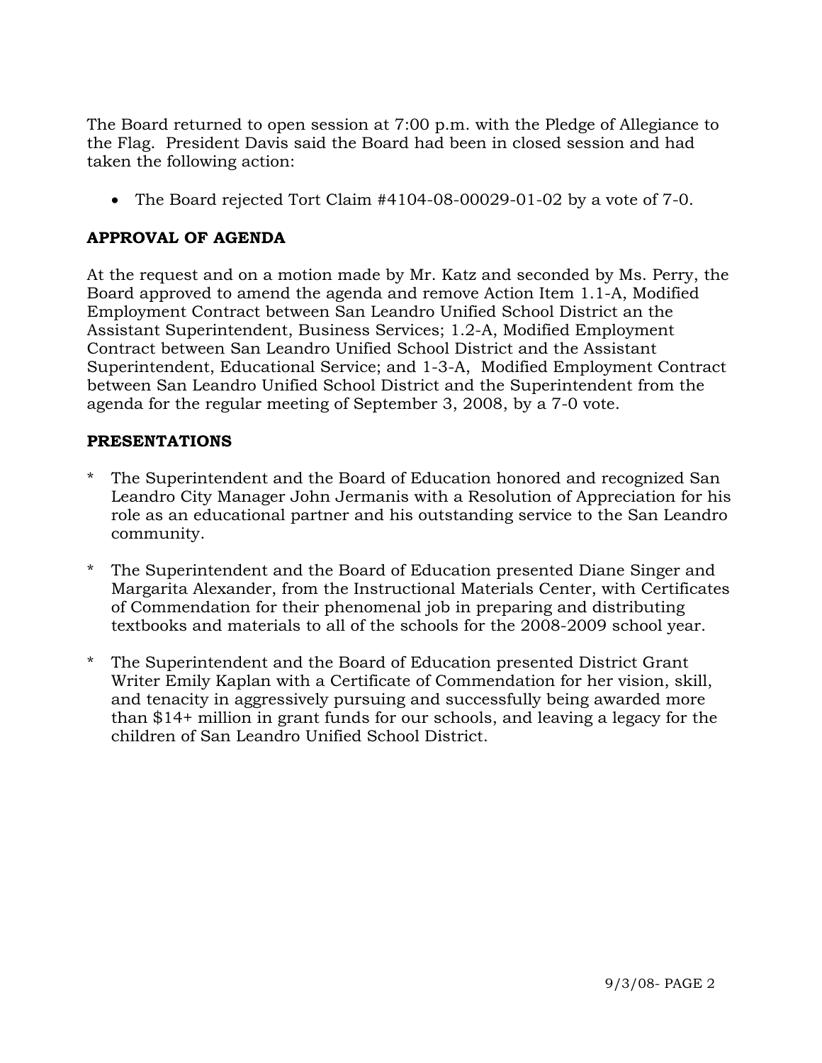The Board returned to open session at 7:00 p.m. with the Pledge of Allegiance to the Flag. President Davis said the Board had been in closed session and had taken the following action:

- The Board rejected Tort Claim #4104-08-00029-01-02 by a vote of 7-0.

## APPROVAL OF AGENDA

At the request and on a motion made by Mr. Katz and seconded by Ms. Perry, the Board approved to amend the agenda and remove Action Item 1.1-A, Modified Employment Contract between San Leandro Unified School District an the Assistant Superintendent, Business Services; 1.2-A, Modified Employment Contract between San Leandro Unified School District and the Assistant Superintendent, Educational Service; and 1-3-A, Modified Employment Contract between San Leandro Unified School District and the Superintendent from the agenda for the regular meeting of September 3, 2008, by a 7-0 vote.

## PRESENTATIONS

\* The Superintendent and the Board of Education honored and recognized San Leandro City Manager John Jermanis with a Resolution of Appreciation for his role as an educational partner and his outstanding service to the San Leandro community.

\* The Superintendent and the Board of Education presented Diane Singer and Margarita Alexander, from the Instructional Materials Center, with Certificates of Commendation for their phenomenal job in preparing and distributing textbooks and materials to all of the schools for the 2008-2009 school year.

\* The Superintendent and the Board of Education presented District Grant Writer Emily Kaplan with a Certificate of Commendation for her vision, skill, and tenacity in aggressively pursuing and successfully being awarded more than $14+ million in grant funds for our schools, and leaving a legacy for the children of San Leandro Unified School District.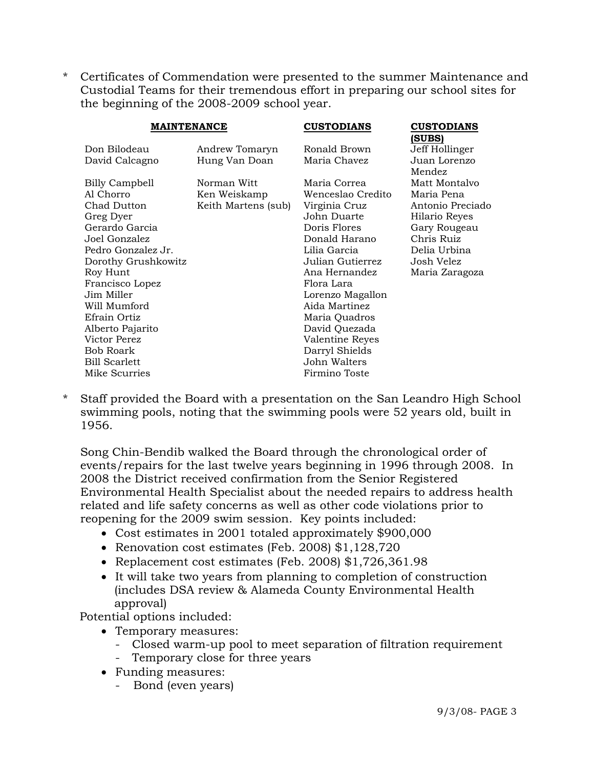\* Certificates of Commendation were presented to the summer Maintenance and Custodial Teams for their tremendous effort in preparing our school sites for the beginning of the 2008-2009 school year.

| **MAINTENANCE** | | **CUSTODIANS** | **CUSTODIANS (SUBS)** |
|---|---|---|---|
| Don Bilodeau | Andrew Tomaryn | Ronald Brown | Jeff Hollinger |
| David Calcagno | Hung Van Doan | Maria Chavez | Juan Lorenzo Mendez |
| Billy Campbell | Norman Witt | Maria Correa | Matt Montalvo |
| Al Chorro | Ken Weiskamp | Wenceslao Credito | Maria Pena |
| Chad Dutton | Keith Martens (sub) | Virginia Cruz | Antonio Preciado |
| Greg Dyer | | John Duarte | Hilario Reyes |
| Gerardo Garcia | | Doris Flores | Gary Rougeau |
| Joel Gonzalez | | Donald Harano | Chris Ruiz |
| Pedro Gonzalez Jr. | | Lilia Garcia | Delia Urbina |
| Dorothy Grushkowitz | | Julian Gutierrez | Josh Velez |
| Roy Hunt | | Ana Hernandez | Maria Zaragoza |
| Francisco Lopez | | Flora Lara | |
| Jim Miller | | Lorenzo Magallon | |
| Will Mumford | | Aida Martinez | |
| Efrain Ortiz | | Maria Quadros | |
| Alberto Pajarito | | David Quezada | |
| Victor Perez | | Valentine Reyes | |
| Bob Roark | | Darryl Shields | |
| Bill Scarlett | | John Walters | |
| Mike Scurries | | Firmino Toste | |

\* Staff provided the Board with a presentation on the San Leandro High School swimming pools, noting that the swimming pools were 52 years old, built in 1956.

Song Chin-Bendib walked the Board through the chronological order of events/repairs for the last twelve years beginning in 1996 through 2008. In 2008 the District received confirmation from the Senior Registered Environmental Health Specialist about the needed repairs to address health related and life safety concerns as well as other code violations prior to reopening for the 2009 swim session. Key points included:

- Cost estimates in 2001 totaled approximately $900,000
- Renovation cost estimates (Feb. 2008) $1,128,720
- Replacement cost estimates (Feb. 2008) $1,726,361.98
- It will take two years from planning to completion of construction (includes DSA review & Alameda County Environmental Health approval)

Potential options included:

- Temporary measures:
  - Closed warm-up pool to meet separation of filtration requirement
  - Temporary close for three years
- Funding measures:
  - Bond (even years)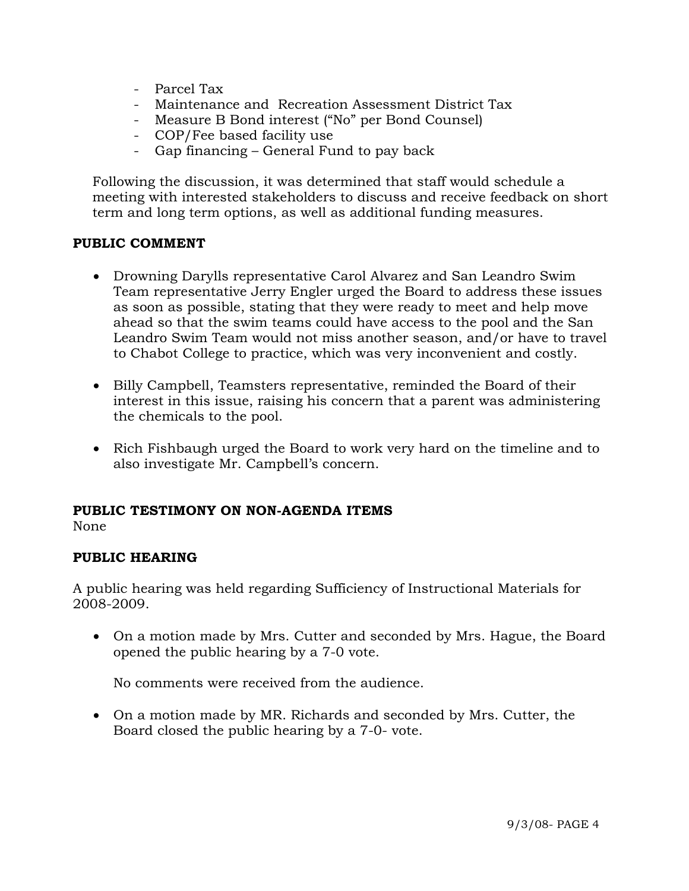- Parcel Tax
- Maintenance and Recreation Assessment District Tax
- Measure B Bond interest ("No" per Bond Counsel)
- COP/Fee based facility use
- Gap financing – General Fund to pay back

Following the discussion, it was determined that staff would schedule a meeting with interested stakeholders to discuss and receive feedback on short term and long term options, as well as additional funding measures.

**PUBLIC COMMENT**

- Drowning Darylls representative Carol Alvarez and San Leandro Swim Team representative Jerry Engler urged the Board to address these issues as soon as possible, stating that they were ready to meet and help move ahead so that the swim teams could have access to the pool and the San Leandro Swim Team would not miss another season, and/or have to travel to Chabot College to practice, which was very inconvenient and costly.

- Billy Campbell, Teamsters representative, reminded the Board of their interest in this issue, raising his concern that a parent was administering the chemicals to the pool.

- Rich Fishbaugh urged the Board to work very hard on the timeline and to also investigate Mr. Campbell's concern.

**PUBLIC TESTIMONY ON NON-AGENDA ITEMS**

None

**PUBLIC HEARING**

A public hearing was held regarding Sufficiency of Instructional Materials for 2008-2009.

- On a motion made by Mrs. Cutter and seconded by Mrs. Hague, the Board opened the public hearing by a 7-0 vote.

  No comments were received from the audience.

- On a motion made by MR. Richards and seconded by Mrs. Cutter, the Board closed the public hearing by a 7-0- vote.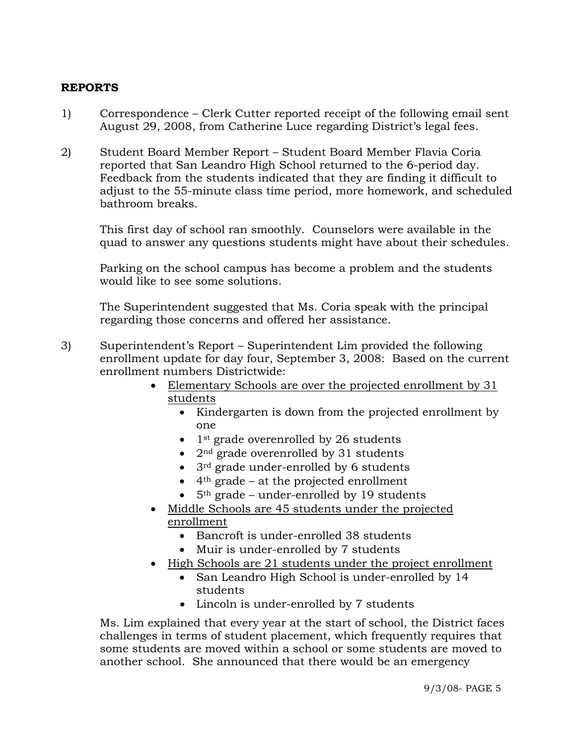**REPORTS**

1) Correspondence – Clerk Cutter reported receipt of the following email sent August 29, 2008, from Catherine Luce regarding District's legal fees.

2) Student Board Member Report – Student Board Member Flavia Coria reported that San Leandro High School returned to the 6-period day. Feedback from the students indicated that they are finding it difficult to adjust to the 55-minute class time period, more homework, and scheduled bathroom breaks.

   This first day of school ran smoothly. Counselors were available in the quad to answer any questions students might have about their schedules.

   Parking on the school campus has become a problem and the students would like to see some solutions.

   The Superintendent suggested that Ms. Coria speak with the principal regarding those concerns and offered her assistance.

3) Superintendent's Report – Superintendent Lim provided the following enrollment update for day four, September 3, 2008: Based on the current enrollment numbers Districtwide:

   - Elementary Schools are over the projected enrollment by 31 students
     - Kindergarten is down from the projected enrollment by one
     - 1st grade overenrolled by 26 students
     - 2nd grade overenrolled by 31 students
     - 3rd grade under-enrolled by 6 students
     - 4th grade – at the projected enrollment
     - 5th grade – under-enrolled by 19 students
   - Middle Schools are 45 students under the projected enrollment
     - Bancroft is under-enrolled 38 students
     - Muir is under-enrolled by 7 students
   - High Schools are 21 students under the project enrollment
     - San Leandro High School is under-enrolled by 14 students
     - Lincoln is under-enrolled by 7 students

   Ms. Lim explained that every year at the start of school, the District faces challenges in terms of student placement, which frequently requires that some students are moved within a school or some students are moved to another school. She announced that there would be an emergency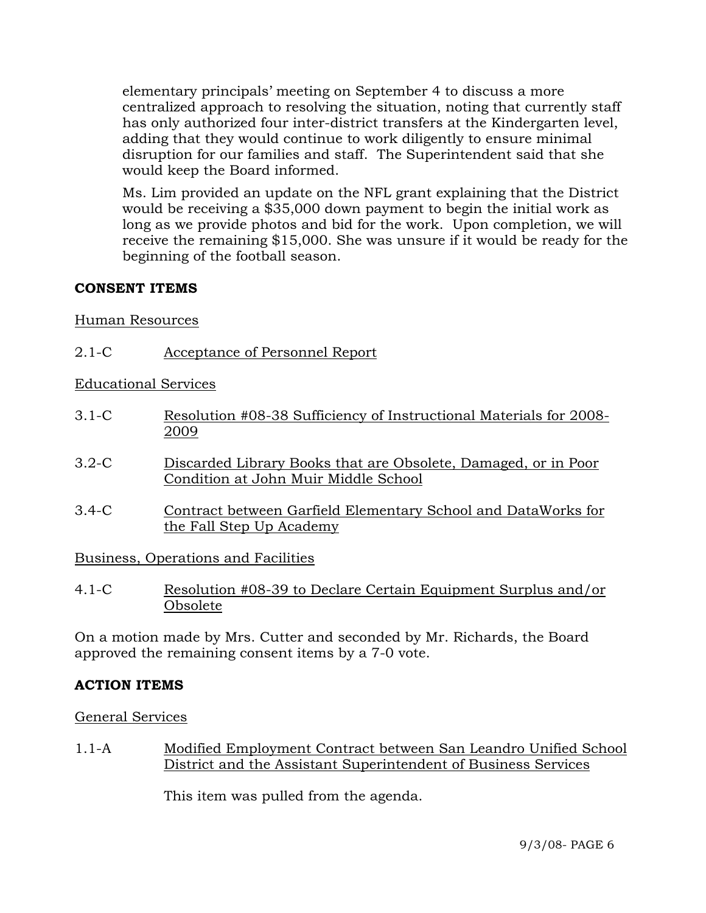elementary principals' meeting on September 4 to discuss a more centralized approach to resolving the situation, noting that currently staff has only authorized four inter-district transfers at the Kindergarten level, adding that they would continue to work diligently to ensure minimal disruption for our families and staff. The Superintendent said that she would keep the Board informed.

Ms. Lim provided an update on the NFL grant explaining that the District would be receiving a $35,000 down payment to begin the initial work as long as we provide photos and bid for the work. Upon completion, we will receive the remaining $15,000. She was unsure if it would be ready for the beginning of the football season.

**CONSENT ITEMS**

Human Resources

2.1-C Acceptance of Personnel Report

Educational Services

3.1-C Resolution #08-38 Sufficiency of Instructional Materials for 2008-2009

3.2-C Discarded Library Books that are Obsolete, Damaged, or in Poor Condition at John Muir Middle School

3.4-C Contract between Garfield Elementary School and DataWorks for the Fall Step Up Academy

Business, Operations and Facilities

4.1-C Resolution #08-39 to Declare Certain Equipment Surplus and/or Obsolete

On a motion made by Mrs. Cutter and seconded by Mr. Richards, the Board approved the remaining consent items by a 7-0 vote.

**ACTION ITEMS**

General Services

1.1-A Modified Employment Contract between San Leandro Unified School District and the Assistant Superintendent of Business Services

This item was pulled from the agenda.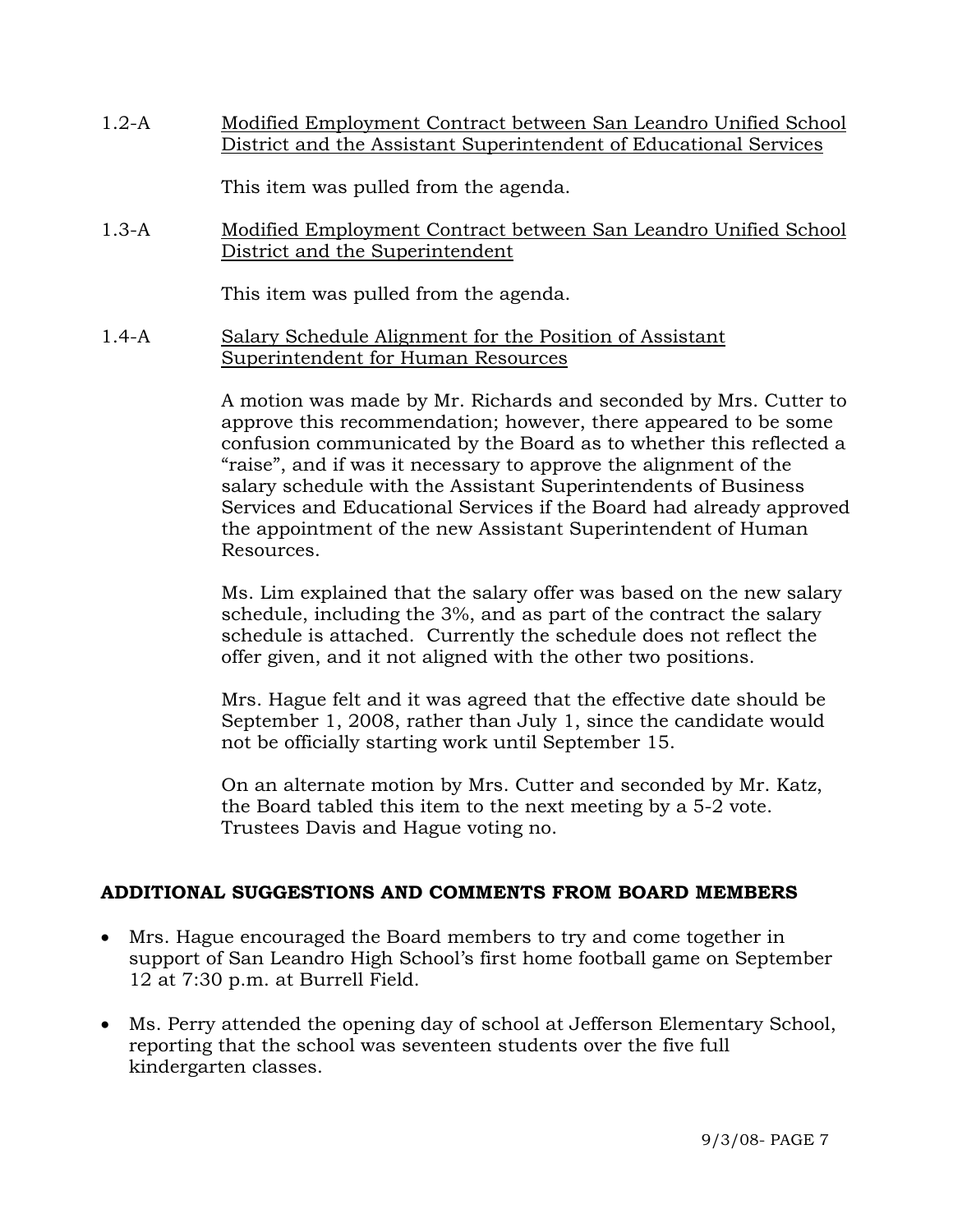1.2-A Modified Employment Contract between San Leandro Unified School District and the Assistant Superintendent of Educational Services

This item was pulled from the agenda.

1.3-A Modified Employment Contract between San Leandro Unified School District and the Superintendent

This item was pulled from the agenda.

1.4-A Salary Schedule Alignment for the Position of Assistant Superintendent for Human Resources

A motion was made by Mr. Richards and seconded by Mrs. Cutter to approve this recommendation; however, there appeared to be some confusion communicated by the Board as to whether this reflected a "raise", and if was it necessary to approve the alignment of the salary schedule with the Assistant Superintendents of Business Services and Educational Services if the Board had already approved the appointment of the new Assistant Superintendent of Human Resources.

Ms. Lim explained that the salary offer was based on the new salary schedule, including the 3%, and as part of the contract the salary schedule is attached. Currently the schedule does not reflect the offer given, and it not aligned with the other two positions.

Mrs. Hague felt and it was agreed that the effective date should be September 1, 2008, rather than July 1, since the candidate would not be officially starting work until September 15.

On an alternate motion by Mrs. Cutter and seconded by Mr. Katz, the Board tabled this item to the next meeting by a 5-2 vote. Trustees Davis and Hague voting no.

## ADDITIONAL SUGGESTIONS AND COMMENTS FROM BOARD MEMBERS

- Mrs. Hague encouraged the Board members to try and come together in support of San Leandro High School's first home football game on September 12 at 7:30 p.m. at Burrell Field.
- Ms. Perry attended the opening day of school at Jefferson Elementary School, reporting that the school was seventeen students over the five full kindergarten classes.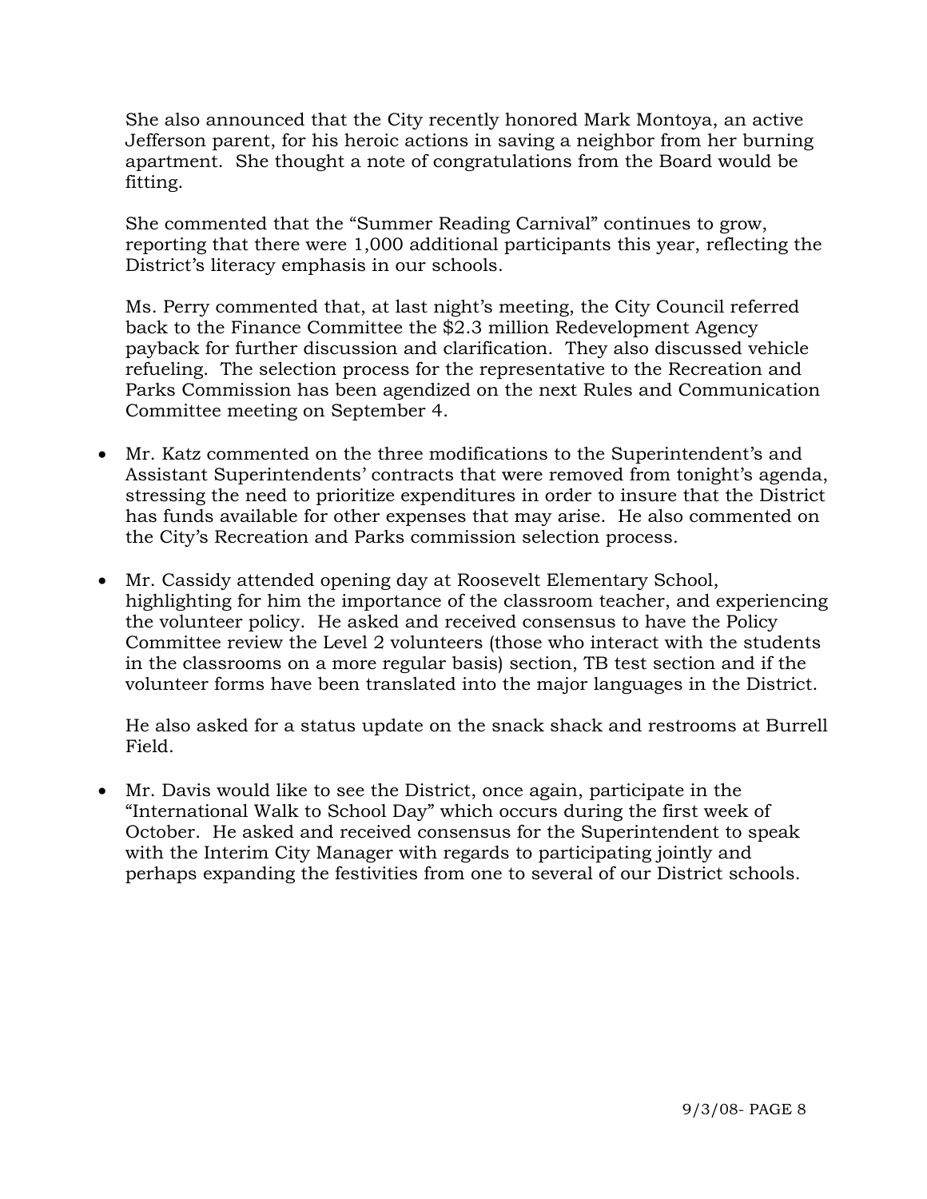She also announced that the City recently honored Mark Montoya, an active Jefferson parent, for his heroic actions in saving a neighbor from her burning apartment. She thought a note of congratulations from the Board would be fitting.

She commented that the "Summer Reading Carnival" continues to grow, reporting that there were 1,000 additional participants this year, reflecting the District's literacy emphasis in our schools.

Ms. Perry commented that, at last night's meeting, the City Council referred back to the Finance Committee the $2.3 million Redevelopment Agency payback for further discussion and clarification. They also discussed vehicle refueling. The selection process for the representative to the Recreation and Parks Commission has been agendized on the next Rules and Communication Committee meeting on September 4.

- Mr. Katz commented on the three modifications to the Superintendent's and Assistant Superintendents' contracts that were removed from tonight's agenda, stressing the need to prioritize expenditures in order to insure that the District has funds available for other expenses that may arise. He also commented on the City's Recreation and Parks commission selection process.

- Mr. Cassidy attended opening day at Roosevelt Elementary School, highlighting for him the importance of the classroom teacher, and experiencing the volunteer policy. He asked and received consensus to have the Policy Committee review the Level 2 volunteers (those who interact with the students in the classrooms on a more regular basis) section, TB test section and if the volunteer forms have been translated into the major languages in the District.

  He also asked for a status update on the snack shack and restrooms at Burrell Field.

- Mr. Davis would like to see the District, once again, participate in the "International Walk to School Day" which occurs during the first week of October. He asked and received consensus for the Superintendent to speak with the Interim City Manager with regards to participating jointly and perhaps expanding the festivities from one to several of our District schools.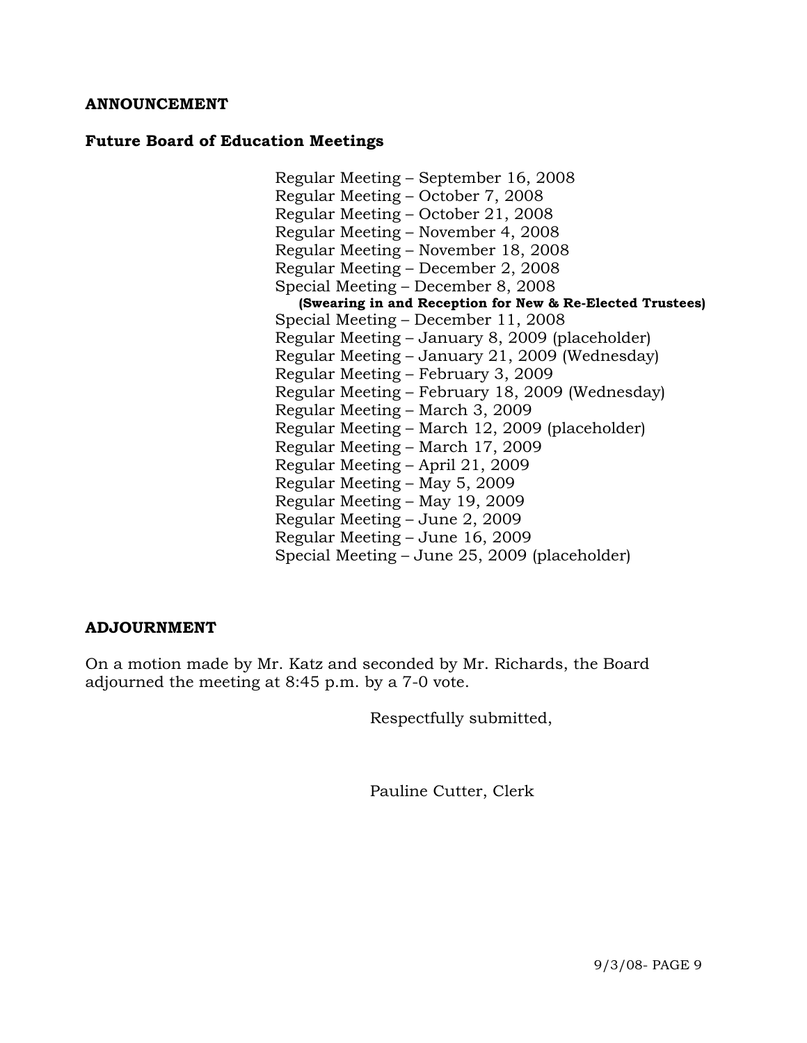**ANNOUNCEMENT**

**Future Board of Education Meetings**

Regular Meeting – September 16, 2008
Regular Meeting – October 7, 2008
Regular Meeting – October 21, 2008
Regular Meeting – November 4, 2008
Regular Meeting – November 18, 2008
Regular Meeting – December 2, 2008
Special Meeting – December 8, 2008
**(Swearing in and Reception for New & Re-Elected Trustees)**
Special Meeting – December 11, 2008
Regular Meeting – January 8, 2009 (placeholder)
Regular Meeting – January 21, 2009 (Wednesday)
Regular Meeting – February 3, 2009
Regular Meeting – February 18, 2009 (Wednesday)
Regular Meeting – March 3, 2009
Regular Meeting – March 12, 2009 (placeholder)
Regular Meeting – March 17, 2009
Regular Meeting – April 21, 2009
Regular Meeting – May 5, 2009
Regular Meeting – May 19, 2009
Regular Meeting – June 2, 2009
Regular Meeting – June 16, 2009
Special Meeting – June 25, 2009 (placeholder)

**ADJOURNMENT**

On a motion made by Mr. Katz and seconded by Mr. Richards, the Board adjourned the meeting at 8:45 p.m. by a 7-0 vote.

Respectfully submitted,

Pauline Cutter, Clerk